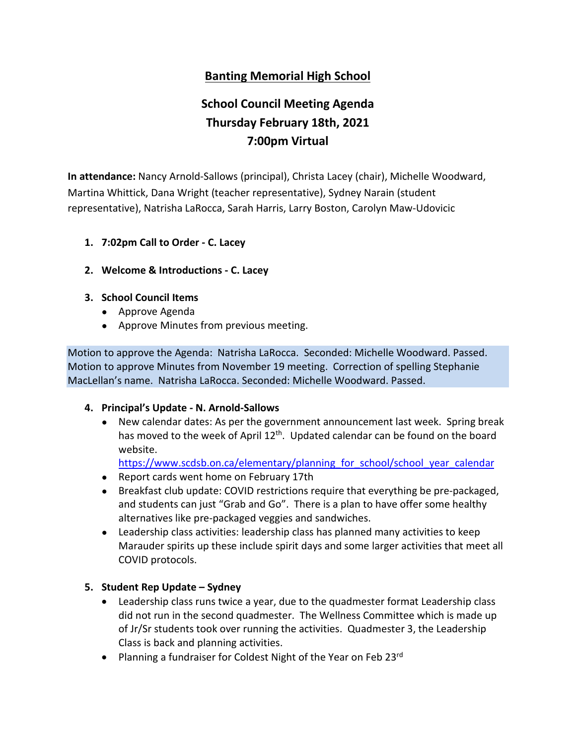# Banting Memorial High School

## School Council Meeting Agenda
## Thursday February 18th, 2021
## 7:00pm Virtual

**In attendance:** Nancy Arnold-Sallows (principal), Christa Lacey (chair), Michelle Woodward, Martina Whittick, Dana Wright (teacher representative), Sydney Narain (student representative), Natrisha LaRocca, Sarah Harris, Larry Boston, Carolyn Maw-Udovicic

1. **7:02pm Call to Order - C. Lacey**

2. **Welcome & Introductions - C. Lacey**

3. **School Council Items**
   - Approve Agenda
   - Approve Minutes from previous meeting.

Motion to approve the Agenda: Natrisha LaRocca. Seconded: Michelle Woodward. Passed.
Motion to approve Minutes from November 19 meeting. Correction of spelling Stephanie MacLellan's name. Natrisha LaRocca. Seconded: Michelle Woodward. Passed.

4. **Principal's Update - N. Arnold-Sallows**
   - New calendar dates: As per the government announcement last week. Spring break has moved to the week of April 12th. Updated calendar can be found on the board website.
     https://www.scdsb.on.ca/elementary/planning_for_school/school_year_calendar
   - Report cards went home on February 17th
   - Breakfast club update: COVID restrictions require that everything be pre-packaged, and students can just "Grab and Go". There is a plan to have offer some healthy alternatives like pre-packaged veggies and sandwiches.
   - Leadership class activities: leadership class has planned many activities to keep Marauder spirits up these include spirit days and some larger activities that meet all COVID protocols.

5. **Student Rep Update – Sydney**
   - Leadership class runs twice a year, due to the quadmester format Leadership class did not run in the second quadmester. The Wellness Committee which is made up of Jr/Sr students took over running the activities. Quadmester 3, the Leadership Class is back and planning activities.
   - Planning a fundraiser for Coldest Night of the Year on Feb 23rd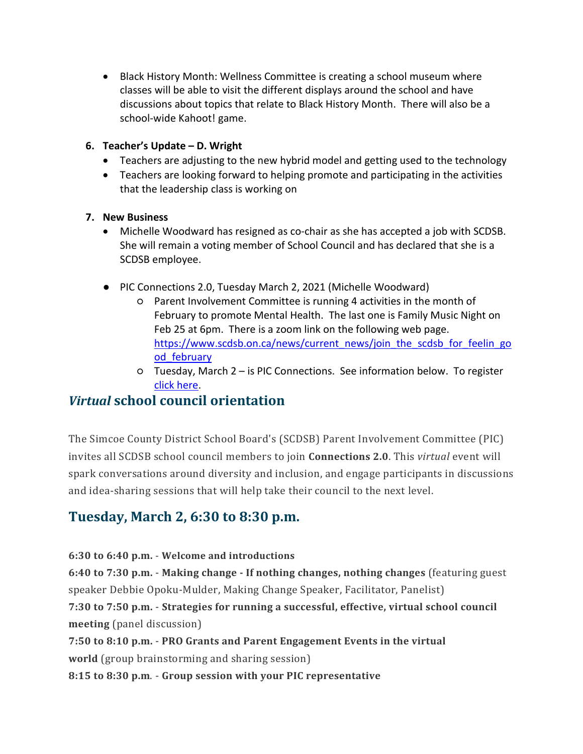- Black History Month: Wellness Committee is creating a school museum where classes will be able to visit the different displays around the school and have discussions about topics that relate to Black History Month. There will also be a school-wide Kahoot! game.

6. **Teacher's Update – D. Wright**
   - Teachers are adjusting to the new hybrid model and getting used to the technology
   - Teachers are looking forward to helping promote and participating in the activities that the leadership class is working on

7. **New Business**
   - Michelle Woodward has resigned as co-chair as she has accepted a job with SCDSB. She will remain a voting member of School Council and has declared that she is a SCDSB employee.

   - PIC Connections 2.0, Tuesday March 2, 2021 (Michelle Woodward)
     - Parent Involvement Committee is running 4 activities in the month of February to promote Mental Health. The last one is Family Music Night on Feb 25 at 6pm. There is a zoom link on the following web page. https://www.scdsb.on.ca/news/current_news/join_the_scdsb_for_feelin_good_february
     - Tuesday, March 2 – is PIC Connections. See information below. To register click here.

## *Virtual* school council orientation

The Simcoe County District School Board's (SCDSB) Parent Involvement Committee (PIC) invites all SCDSB school council members to join **Connections 2.0**. This *virtual* event will spark conversations around diversity and inclusion, and engage participants in discussions and idea-sharing sessions that will help take their council to the next level.

## Tuesday, March 2, 6:30 to 8:30 p.m.

**6:30 to 6:40 p.m.** - **Welcome and introductions**
**6:40 to 7:30 p.m.** - **Making change - If nothing changes, nothing changes** (featuring guest speaker Debbie Opoku-Mulder, Making Change Speaker, Facilitator, Panelist)
**7:30 to 7:50 p.m.** - **Strategies for running a successful, effective, virtual school council meeting** (panel discussion)
**7:50 to 8:10 p.m.** - **PRO Grants and Parent Engagement Events in the virtual world** (group brainstorming and sharing session)
**8:15 to 8:30 p.m**. - **Group session with your PIC representative**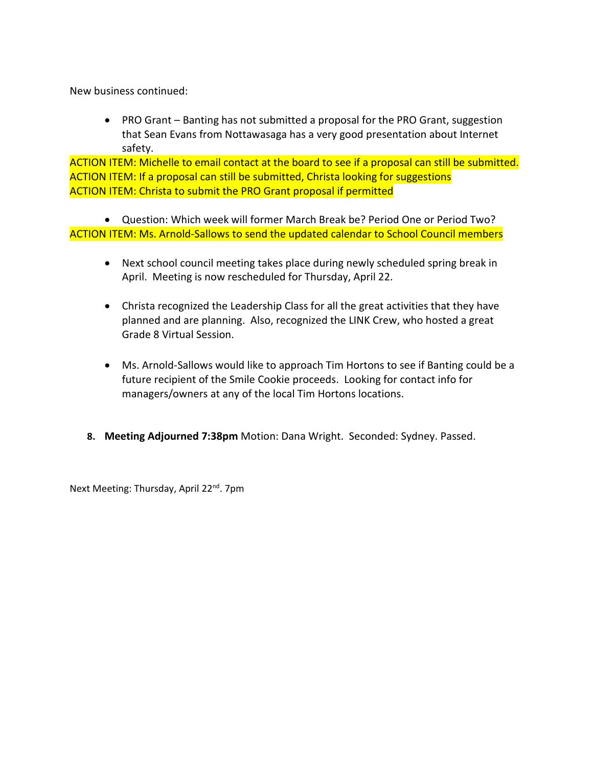New business continued:

- PRO Grant – Banting has not submitted a proposal for the PRO Grant, suggestion that Sean Evans from Nottawasaga has a very good presentation about Internet safety.

ACTION ITEM: Michelle to email contact at the board to see if a proposal can still be submitted.
ACTION ITEM: If a proposal can still be submitted, Christa looking for suggestions
ACTION ITEM: Christa to submit the PRO Grant proposal if permitted

- Question: Which week will former March Break be? Period One or Period Two?

ACTION ITEM: Ms. Arnold-Sallows to send the updated calendar to School Council members

- Next school council meeting takes place during newly scheduled spring break in April. Meeting is now rescheduled for Thursday, April 22.
- Christa recognized the Leadership Class for all the great activities that they have planned and are planning. Also, recognized the LINK Crew, who hosted a great Grade 8 Virtual Session.
- Ms. Arnold-Sallows would like to approach Tim Hortons to see if Banting could be a future recipient of the Smile Cookie proceeds. Looking for contact info for managers/owners at any of the local Tim Hortons locations.

8. **Meeting Adjourned 7:38pm** Motion: Dana Wright. Seconded: Sydney. Passed.

Next Meeting: Thursday, April 22nd. 7pm